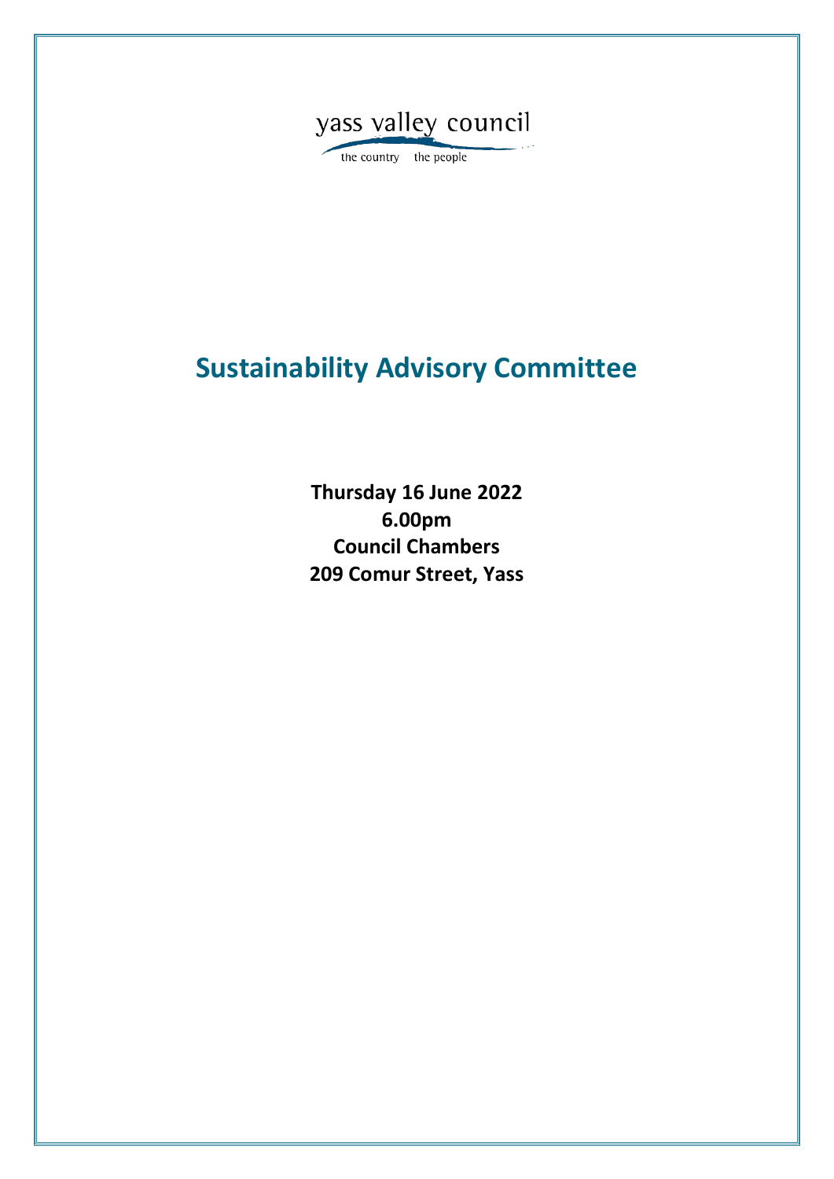yass valley council

the country the people

# Sustainability Advisory Committee

**Thursday 16 June 2022**
**6.00pm**
**Council Chambers**
**209 Comur Street, Yass**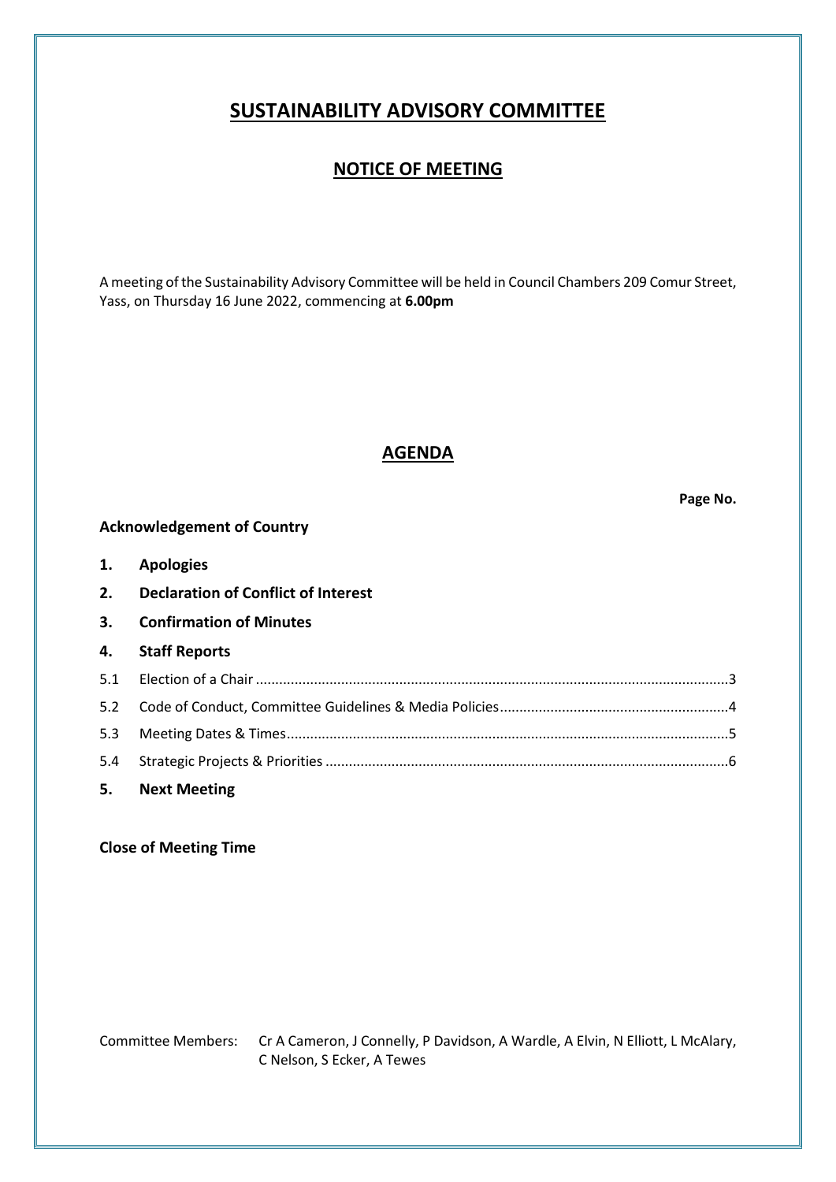# SUSTAINABILITY ADVISORY COMMITTEE

## NOTICE OF MEETING

A meeting of the Sustainability Advisory Committee will be held in Council Chambers 209 Comur Street, Yass, on Thursday 16 June 2022, commencing at **6.00pm**

## AGENDA

**Page No.**

**Acknowledgement of Country**

**1. Apologies**

**2. Declaration of Conflict of Interest**

**3. Confirmation of Minutes**

**4. Staff Reports**

| | | |
|---|---|---|
| 5.1 | Election of a Chair | 3 |
| 5.2 | Code of Conduct, Committee Guidelines & Media Policies | 4 |
| 5.3 | Meeting Dates & Times | 5 |
| 5.4 | Strategic Projects & Priorities | 6 |

**5. Next Meeting**

**Close of Meeting Time**

Committee Members: Cr A Cameron, J Connelly, P Davidson, A Wardle, A Elvin, N Elliott, L McAlary, C Nelson, S Ecker, A Tewes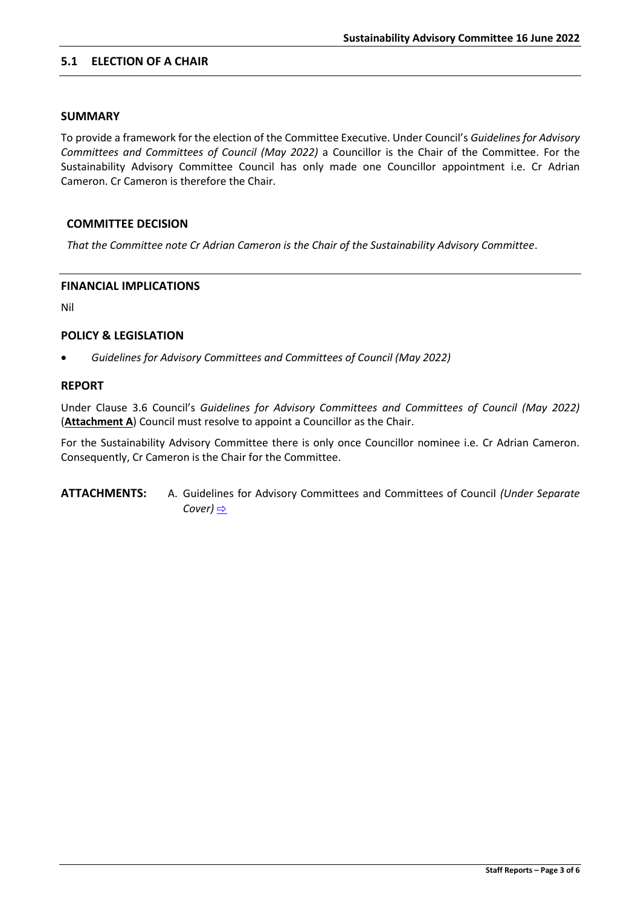## 5.1 ELECTION OF A CHAIR

### SUMMARY

To provide a framework for the election of the Committee Executive. Under Council's *Guidelines for Advisory Committees and Committees of Council (May 2022)* a Councillor is the Chair of the Committee. For the Sustainability Advisory Committee Council has only made one Councillor appointment i.e. Cr Adrian Cameron. Cr Cameron is therefore the Chair.

### COMMITTEE DECISION

*That the Committee note Cr Adrian Cameron is the Chair of the Sustainability Advisory Committee*.

### FINANCIAL IMPLICATIONS

Nil

### POLICY & LEGISLATION

- *Guidelines for Advisory Committees and Committees of Council (May 2022)*

### REPORT

Under Clause 3.6 Council's *Guidelines for Advisory Committees and Committees of Council (May 2022)* (**Attachment A**) Council must resolve to appoint a Councillor as the Chair.

For the Sustainability Advisory Committee there is only once Councillor nominee i.e. Cr Adrian Cameron. Consequently, Cr Cameron is the Chair for the Committee.

**ATTACHMENTS:** A. Guidelines for Advisory Committees and Committees of Council *(Under Separate Cover)* ⇨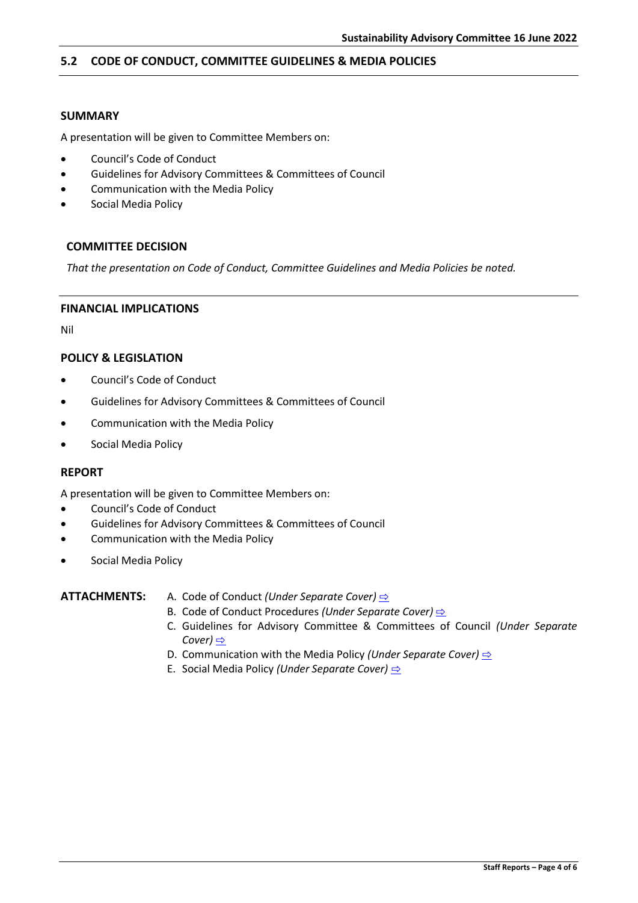## 5.2 CODE OF CONDUCT, COMMITTEE GUIDELINES & MEDIA POLICIES

### SUMMARY

A presentation will be given to Committee Members on:

- Council's Code of Conduct
- Guidelines for Advisory Committees & Committees of Council
- Communication with the Media Policy
- Social Media Policy

### COMMITTEE DECISION

*That the presentation on Code of Conduct, Committee Guidelines and Media Policies be noted.*

### FINANCIAL IMPLICATIONS

Nil

### POLICY & LEGISLATION

- Council's Code of Conduct
- Guidelines for Advisory Committees & Committees of Council
- Communication with the Media Policy
- Social Media Policy

### REPORT

A presentation will be given to Committee Members on:

- Council's Code of Conduct
- Guidelines for Advisory Committees & Committees of Council
- Communication with the Media Policy
- Social Media Policy

**ATTACHMENTS:**

A. Code of Conduct *(Under Separate Cover)* ⇨
B. Code of Conduct Procedures *(Under Separate Cover)* ⇨
C. Guidelines for Advisory Committee & Committees of Council *(Under Separate Cover)* ⇨
D. Communication with the Media Policy *(Under Separate Cover)* ⇨
E. Social Media Policy *(Under Separate Cover)* ⇨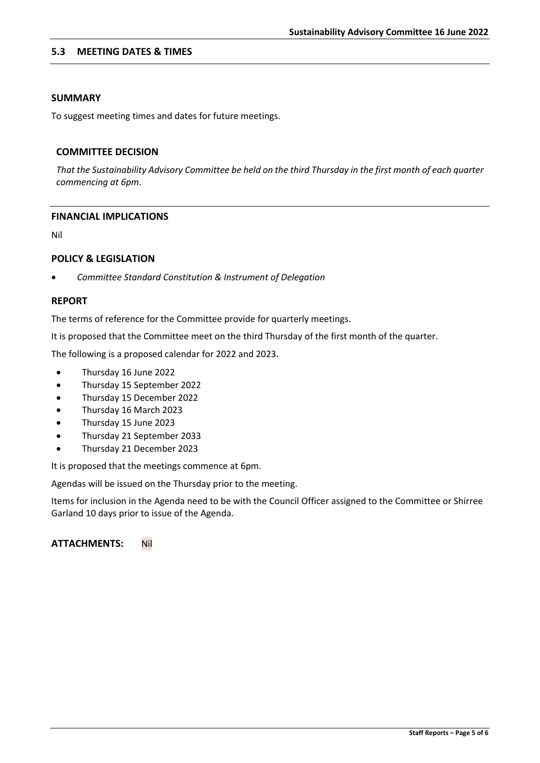## 5.3 MEETING DATES & TIMES

### SUMMARY

To suggest meeting times and dates for future meetings.

### COMMITTEE DECISION

*That the Sustainability Advisory Committee be held on the third Thursday in the first month of each quarter commencing at 6pm.*

### FINANCIAL IMPLICATIONS

Nil

### POLICY & LEGISLATION

- *Committee Standard Constitution & Instrument of Delegation*

### REPORT

The terms of reference for the Committee provide for quarterly meetings.

It is proposed that the Committee meet on the third Thursday of the first month of the quarter.

The following is a proposed calendar for 2022 and 2023.

- Thursday 16 June 2022
- Thursday 15 September 2022
- Thursday 15 December 2022
- Thursday 16 March 2023
- Thursday 15 June 2023
- Thursday 21 September 2033
- Thursday 21 December 2023

It is proposed that the meetings commence at 6pm.

Agendas will be issued on the Thursday prior to the meeting.

Items for inclusion in the Agenda need to be with the Council Officer assigned to the Committee or Shirree Garland 10 days prior to issue of the Agenda.

**ATTACHMENTS:** Nil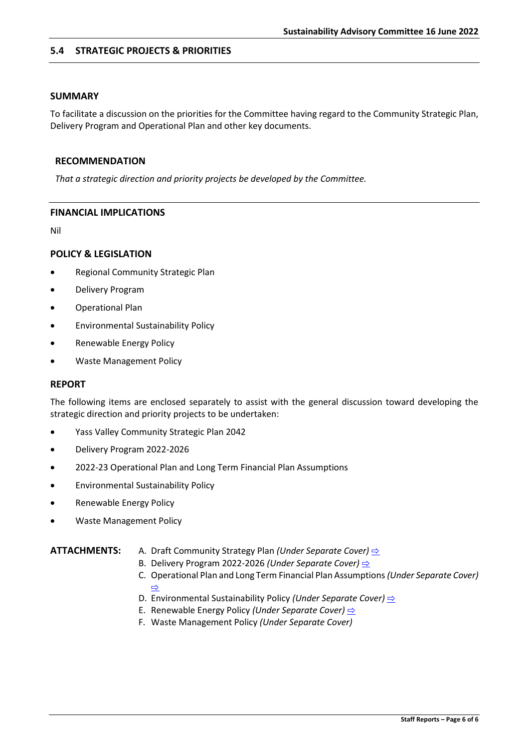## 5.4 STRATEGIC PROJECTS & PRIORITIES

### SUMMARY

To facilitate a discussion on the priorities for the Committee having regard to the Community Strategic Plan, Delivery Program and Operational Plan and other key documents.

### RECOMMENDATION

*That a strategic direction and priority projects be developed by the Committee.*

### FINANCIAL IMPLICATIONS

Nil

### POLICY & LEGISLATION

- Regional Community Strategic Plan
- Delivery Program
- Operational Plan
- Environmental Sustainability Policy
- Renewable Energy Policy
- Waste Management Policy

### REPORT

The following items are enclosed separately to assist with the general discussion toward developing the strategic direction and priority projects to be undertaken:

- Yass Valley Community Strategic Plan 2042
- Delivery Program 2022-2026
- 2022-23 Operational Plan and Long Term Financial Plan Assumptions
- Environmental Sustainability Policy
- Renewable Energy Policy
- Waste Management Policy

**ATTACHMENTS:**

A. Draft Community Strategy Plan *(Under Separate Cover)* ⇨
B. Delivery Program 2022-2026 *(Under Separate Cover)* ⇨
C. Operational Plan and Long Term Financial Plan Assumptions *(Under Separate Cover)* ⇨
D. Environmental Sustainability Policy *(Under Separate Cover)* ⇨
E. Renewable Energy Policy *(Under Separate Cover)* ⇨
F. Waste Management Policy *(Under Separate Cover)*